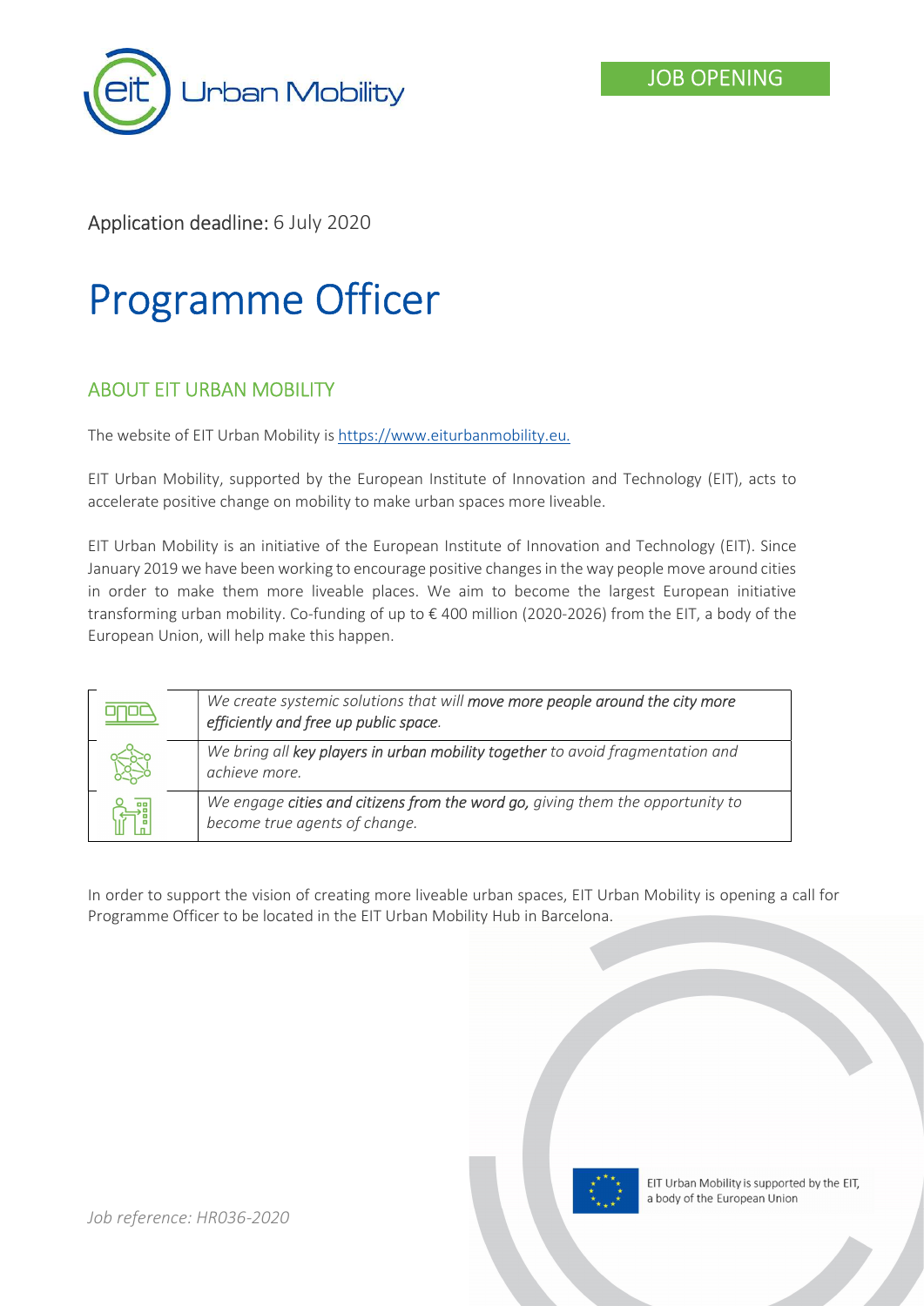JOB OPENING

Application deadline: 6 July 2020

# Programme Officer

## ABOUT EIT URBAN MOBILITY

The website of EIT Urban Mobility is [https://www.eiturbanmobility.eu.](https://www.eiturbanmobility.eu)

EIT Urban Mobility, supported by the European Institute of Innovation and Technology (EIT), acts to accelerate positive change on mobility to make urban spaces more liveable.

EIT Urban Mobility is an initiative of the European Institute of Innovation and Technology (EIT). Since January 2019 we have been working to encourage positive changes in the way people move around cities in order to make them more liveable places. We aim to become the largest European initiative transforming urban mobility. Co-funding of up to € 400 million (2020-2026) from the EIT, a body of the European Union, will help make this happen.

| | |
|---|---|
| | *We create systemic solutions that will **move more people around the city more efficiently and free up public space**.* |
| | *We bring all **key players in urban mobility together** to avoid fragmentation and achieve more.* |
| | *We engage **cities and citizens from the word go,** giving them the opportunity to become true agents of change.* |

In order to support the vision of creating more liveable urban spaces, EIT Urban Mobility is opening a call for Programme Officer to be located in the EIT Urban Mobility Hub in Barcelona.

EIT Urban Mobility is supported by the EIT, a body of the European Union

*Job reference: HR036-2020*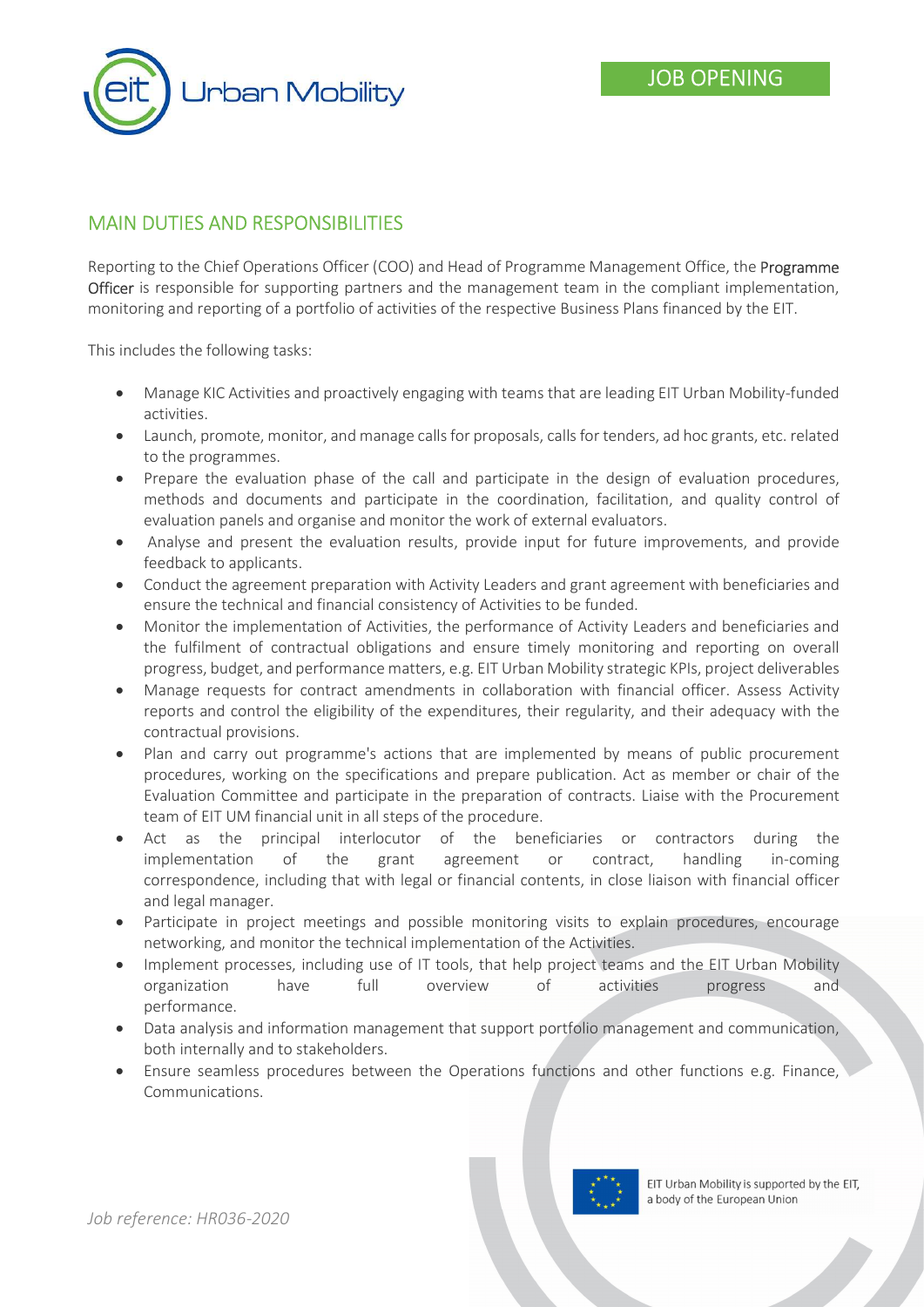## MAIN DUTIES AND RESPONSIBILITIES

Reporting to the Chief Operations Officer (COO) and Head of Programme Management Office, the Programme Officer is responsible for supporting partners and the management team in the compliant implementation, monitoring and reporting of a portfolio of activities of the respective Business Plans financed by the EIT.

This includes the following tasks:

- Manage KIC Activities and proactively engaging with teams that are leading EIT Urban Mobility-funded activities.
- Launch, promote, monitor, and manage calls for proposals, calls for tenders, ad hoc grants, etc. related to the programmes.
- Prepare the evaluation phase of the call and participate in the design of evaluation procedures, methods and documents and participate in the coordination, facilitation, and quality control of evaluation panels and organise and monitor the work of external evaluators.
- Analyse and present the evaluation results, provide input for future improvements, and provide feedback to applicants.
- Conduct the agreement preparation with Activity Leaders and grant agreement with beneficiaries and ensure the technical and financial consistency of Activities to be funded.
- Monitor the implementation of Activities, the performance of Activity Leaders and beneficiaries and the fulfilment of contractual obligations and ensure timely monitoring and reporting on overall progress, budget, and performance matters, e.g. EIT Urban Mobility strategic KPIs, project deliverables
- Manage requests for contract amendments in collaboration with financial officer. Assess Activity reports and control the eligibility of the expenditures, their regularity, and their adequacy with the contractual provisions.
- Plan and carry out programme's actions that are implemented by means of public procurement procedures, working on the specifications and prepare publication. Act as member or chair of the Evaluation Committee and participate in the preparation of contracts. Liaise with the Procurement team of EIT UM financial unit in all steps of the procedure.
- Act as the principal interlocutor of the beneficiaries or contractors during the implementation of the grant agreement or contract, handling in-coming correspondence, including that with legal or financial contents, in close liaison with financial officer and legal manager.
- Participate in project meetings and possible monitoring visits to explain procedures, encourage networking, and monitor the technical implementation of the Activities.
- Implement processes, including use of IT tools, that help project teams and the EIT Urban Mobility organization have full overview of activities progress and performance.
- Data analysis and information management that support portfolio management and communication, both internally and to stakeholders.
- Ensure seamless procedures between the Operations functions and other functions e.g. Finance, Communications.

*Job reference: HR036-2020*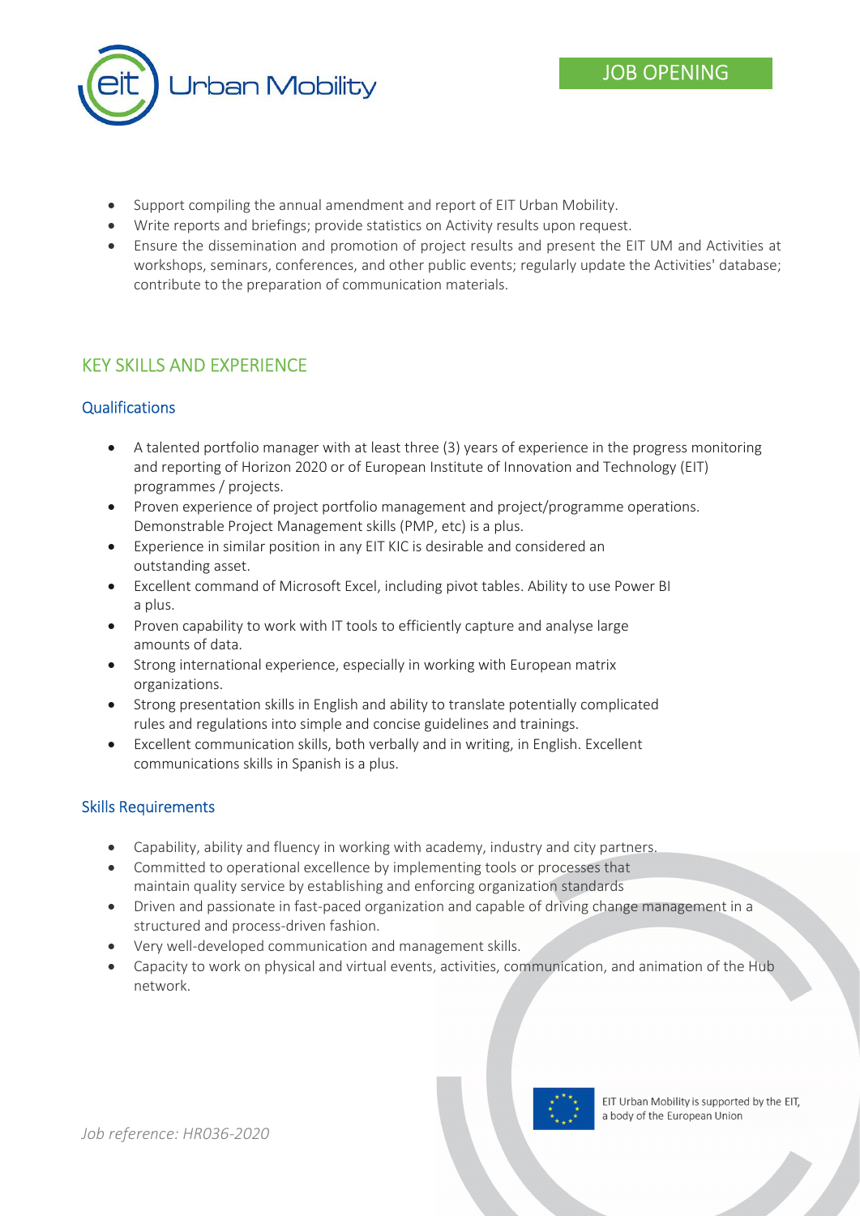- Support compiling the annual amendment and report of EIT Urban Mobility.
- Write reports and briefings; provide statistics on Activity results upon request.
- Ensure the dissemination and promotion of project results and present the EIT UM and Activities at workshops, seminars, conferences, and other public events; regularly update the Activities' database; contribute to the preparation of communication materials.

## KEY SKILLS AND EXPERIENCE

### Qualifications

- A talented portfolio manager with at least three (3) years of experience in the progress monitoring and reporting of Horizon 2020 or of European Institute of Innovation and Technology (EIT) programmes / projects.
- Proven experience of project portfolio management and project/programme operations. Demonstrable Project Management skills (PMP, etc) is a plus.
- Experience in similar position in any EIT KIC is desirable and considered an outstanding asset.
- Excellent command of Microsoft Excel, including pivot tables. Ability to use Power BI a plus.
- Proven capability to work with IT tools to efficiently capture and analyse large amounts of data.
- Strong international experience, especially in working with European matrix organizations.
- Strong presentation skills in English and ability to translate potentially complicated rules and regulations into simple and concise guidelines and trainings.
- Excellent communication skills, both verbally and in writing, in English. Excellent communications skills in Spanish is a plus.

### Skills Requirements

- Capability, ability and fluency in working with academy, industry and city partners.
- Committed to operational excellence by implementing tools or processes that maintain quality service by establishing and enforcing organization standards
- Driven and passionate in fast-paced organization and capable of driving change management in a structured and process-driven fashion.
- Very well-developed communication and management skills.
- Capacity to work on physical and virtual events, activities, communication, and animation of the Hub network.

*Job reference: HR036-2020*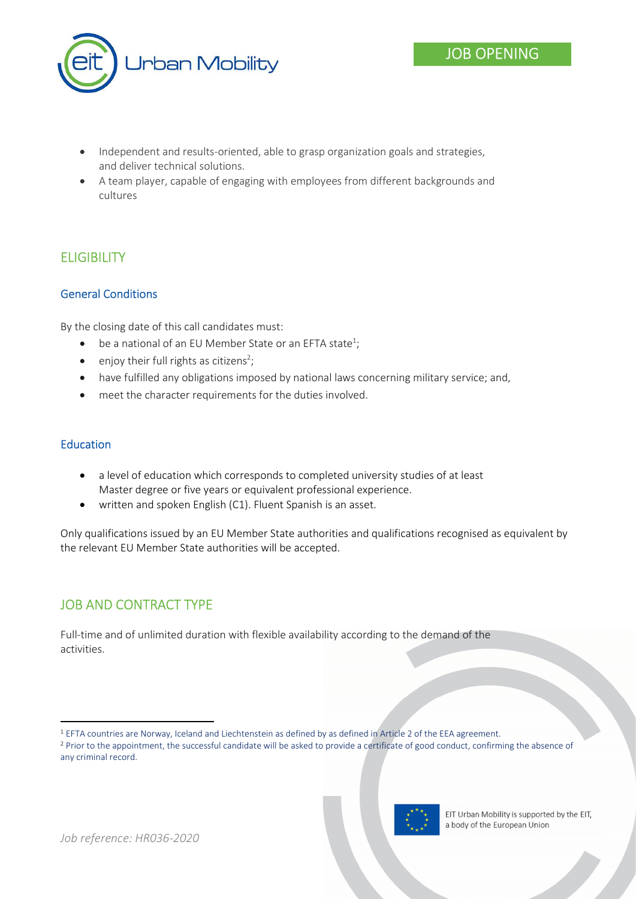- Independent and results-oriented, able to grasp organization goals and strategies, and deliver technical solutions.
- A team player, capable of engaging with employees from different backgrounds and cultures

## ELIGIBILITY

### General Conditions

By the closing date of this call candidates must:

- be a national of an EU Member State or an EFTA state[1];
- enjoy their full rights as citizens[2];
- have fulfilled any obligations imposed by national laws concerning military service; and,
- meet the character requirements for the duties involved.

### Education

- a level of education which corresponds to completed university studies of at least Master degree or five years or equivalent professional experience.
- written and spoken English (C1). Fluent Spanish is an asset.

Only qualifications issued by an EU Member State authorities and qualifications recognised as equivalent by the relevant EU Member State authorities will be accepted.

## JOB AND CONTRACT TYPE

Full-time and of unlimited duration with flexible availability according to the demand of the activities.

[1] EFTA countries are Norway, Iceland and Liechtenstein as defined by as defined in Article 2 of the EEA agreement.

[2] Prior to the appointment, the successful candidate will be asked to provide a certificate of good conduct, confirming the absence of any criminal record.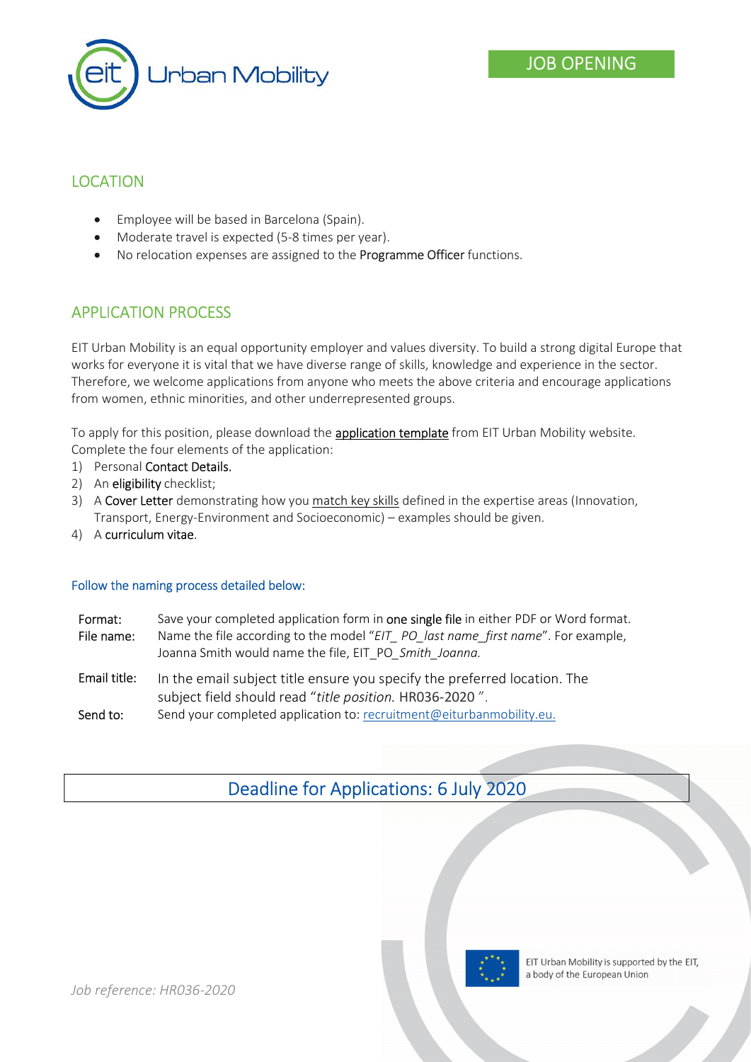JOB OPENING

## LOCATION

- Employee will be based in Barcelona (Spain).
- Moderate travel is expected (5-8 times per year).
- No relocation expenses are assigned to the Programme Officer functions.

## APPLICATION PROCESS

EIT Urban Mobility is an equal opportunity employer and values diversity. To build a strong digital Europe that works for everyone it is vital that we have diverse range of skills, knowledge and experience in the sector. Therefore, we welcome applications from anyone who meets the above criteria and encourage applications from women, ethnic minorities, and other underrepresented groups.

To apply for this position, please download the application template from EIT Urban Mobility website. Complete the four elements of the application:

1) Personal Contact Details.
2) An eligibility checklist;
3) A Cover Letter demonstrating how you match key skills defined in the expertise areas (Innovation, Transport, Energy-Environment and Socioeconomic) – examples should be given.
4) A curriculum vitae.

Follow the naming process detailed below:

| | |
|---|---|
| Format: | Save your completed application form in one single file in either PDF or Word format. |
| File name: | Name the file according to the model "*EIT_ PO_last name_first name*". For example, Joanna Smith would name the file, EIT_PO_*Smith_Joanna.* |
| Email title: | In the email subject title ensure you specify the preferred location. The subject field should read "*title position.* HR036-2020 ". |
| Send to: | Send your completed application to: recruitment@eiturbanmobility.eu. |

## Deadline for Applications: 6 July 2020

EIT Urban Mobility is supported by the EIT, a body of the European Union

*Job reference: HR036-2020*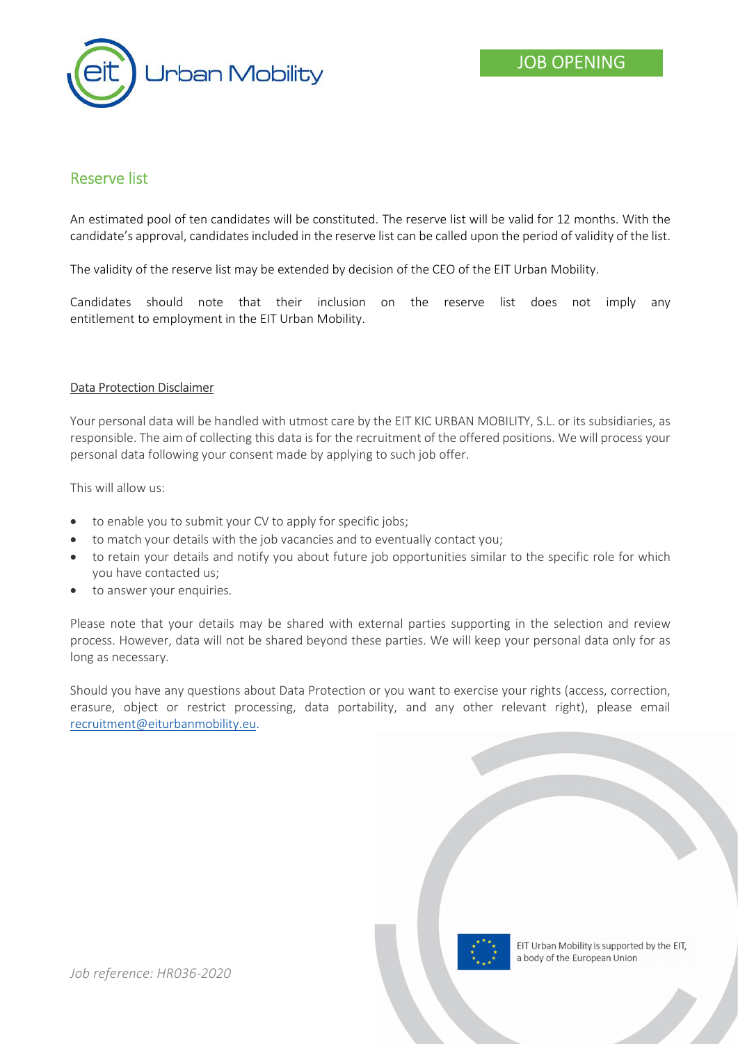## Reserve list

An estimated pool of ten candidates will be constituted. The reserve list will be valid for 12 months. With the candidate's approval, candidates included in the reserve list can be called upon the period of validity of the list.

The validity of the reserve list may be extended by decision of the CEO of the EIT Urban Mobility.

Candidates should note that their inclusion on the reserve list does not imply any entitlement to employment in the EIT Urban Mobility.

### Data Protection Disclaimer

Your personal data will be handled with utmost care by the EIT KIC URBAN MOBILITY, S.L. or its subsidiaries, as responsible. The aim of collecting this data is for the recruitment of the offered positions. We will process your personal data following your consent made by applying to such job offer.

This will allow us:

- to enable you to submit your CV to apply for specific jobs;
- to match your details with the job vacancies and to eventually contact you;
- to retain your details and notify you about future job opportunities similar to the specific role for which you have contacted us;
- to answer your enquiries.

Please note that your details may be shared with external parties supporting in the selection and review process. However, data will not be shared beyond these parties. We will keep your personal data only for as long as necessary.

Should you have any questions about Data Protection or you want to exercise your rights (access, correction, erasure, object or restrict processing, data portability, and any other relevant right), please email recruitment@eiturbanmobility.eu.

EIT Urban Mobility is supported by the EIT, a body of the European Union

*Job reference: HR036-2020*